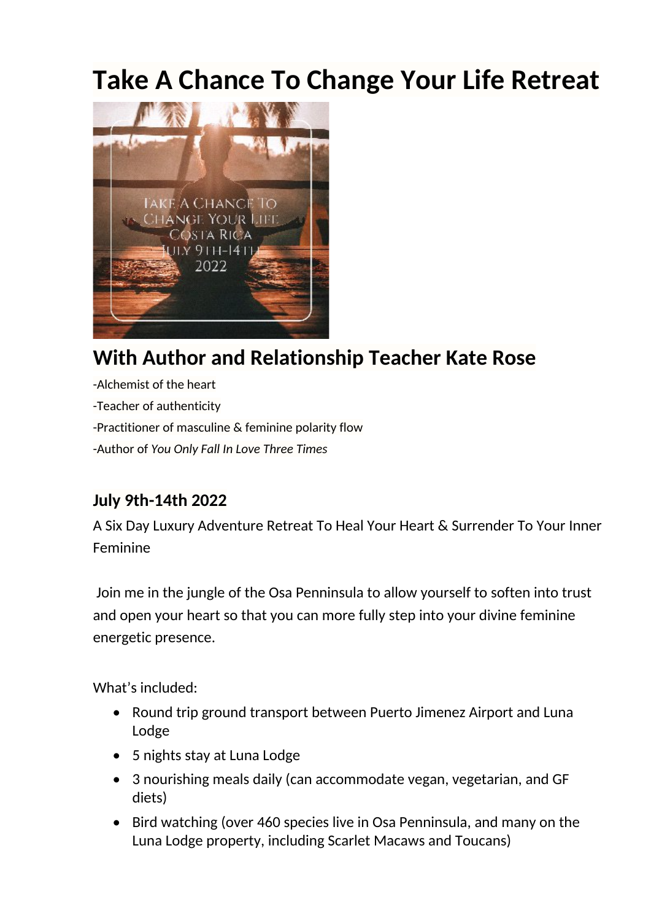# Take A Chance To Change Your Life Retreat

## With Author and Relationship Teacher Kate Rose

-Alchemist of the heart

-Teacher of authenticity

-Practitioner of masculine & feminine polarity flow

-Author of *You Only Fall In Love Three Times*

### July 9th-14th 2022

A Six Day Luxury Adventure Retreat To Heal Your Heart & Surrender To Your Inner Feminine

Join me in the jungle of the Osa Penninsula to allow yourself to soften into trust and open your heart so that you can more fully step into your divine feminine energetic presence.

What's included:

- Round trip ground transport between Puerto Jimenez Airport and Luna Lodge
- 5 nights stay at Luna Lodge
- 3 nourishing meals daily (can accommodate vegan, vegetarian, and GF diets)
- Bird watching (over 460 species live in Osa Penninsula, and many on the Luna Lodge property, including Scarlet Macaws and Toucans)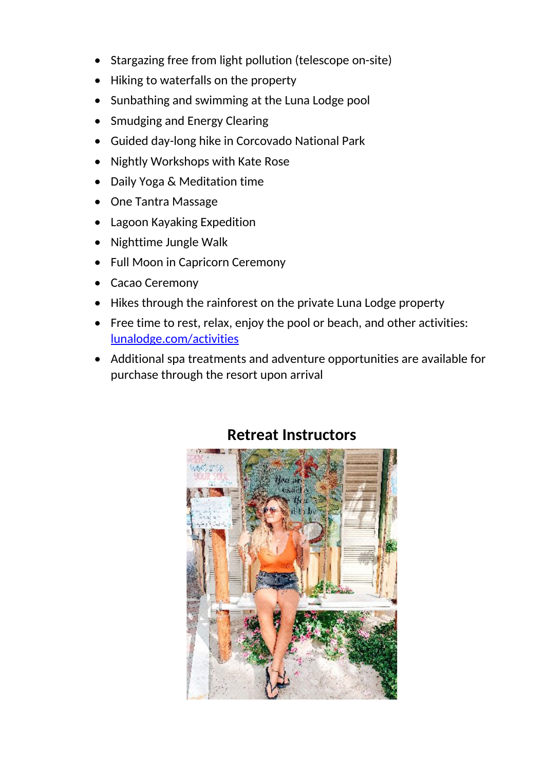- Stargazing free from light pollution (telescope on-site)
- Hiking to waterfalls on the property
- Sunbathing and swimming at the Luna Lodge pool
- Smudging and Energy Clearing
- Guided day-long hike in Corcovado National Park
- Nightly Workshops with Kate Rose
- Daily Yoga & Meditation time
- One Tantra Massage
- Lagoon Kayaking Expedition
- Nighttime Jungle Walk
- Full Moon in Capricorn Ceremony
- Cacao Ceremony
- Hikes through the rainforest on the private Luna Lodge property
- Free time to rest, relax, enjoy the pool or beach, and other activities: [lunalodge.com/activities](lunalodge.com/activities)
- Additional spa treatments and adventure opportunities are available for purchase through the resort upon arrival

## Retreat Instructors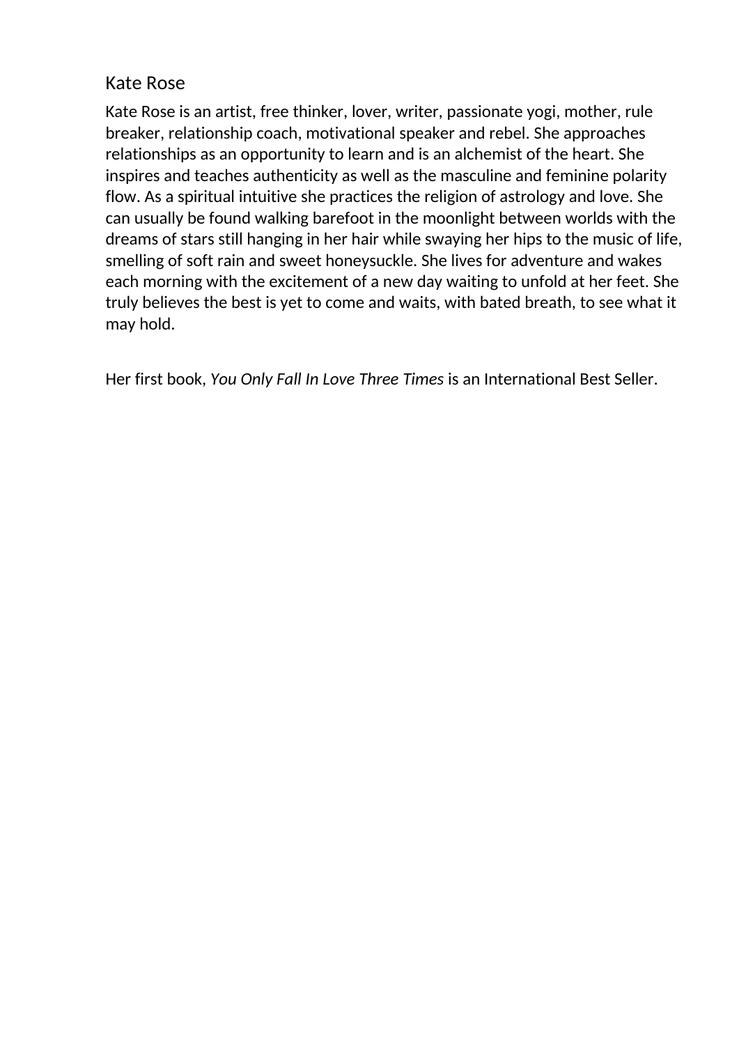## Kate Rose

Kate Rose is an artist, free thinker, lover, writer, passionate yogi, mother, rule breaker, relationship coach, motivational speaker and rebel. She approaches relationships as an opportunity to learn and is an alchemist of the heart. She inspires and teaches authenticity as well as the masculine and feminine polarity flow. As a spiritual intuitive she practices the religion of astrology and love. She can usually be found walking barefoot in the moonlight between worlds with the dreams of stars still hanging in her hair while swaying her hips to the music of life, smelling of soft rain and sweet honeysuckle. She lives for adventure and wakes each morning with the excitement of a new day waiting to unfold at her feet. She truly believes the best is yet to come and waits, with bated breath, to see what it may hold.

Her first book, *You Only Fall In Love Three Times* is an International Best Seller.